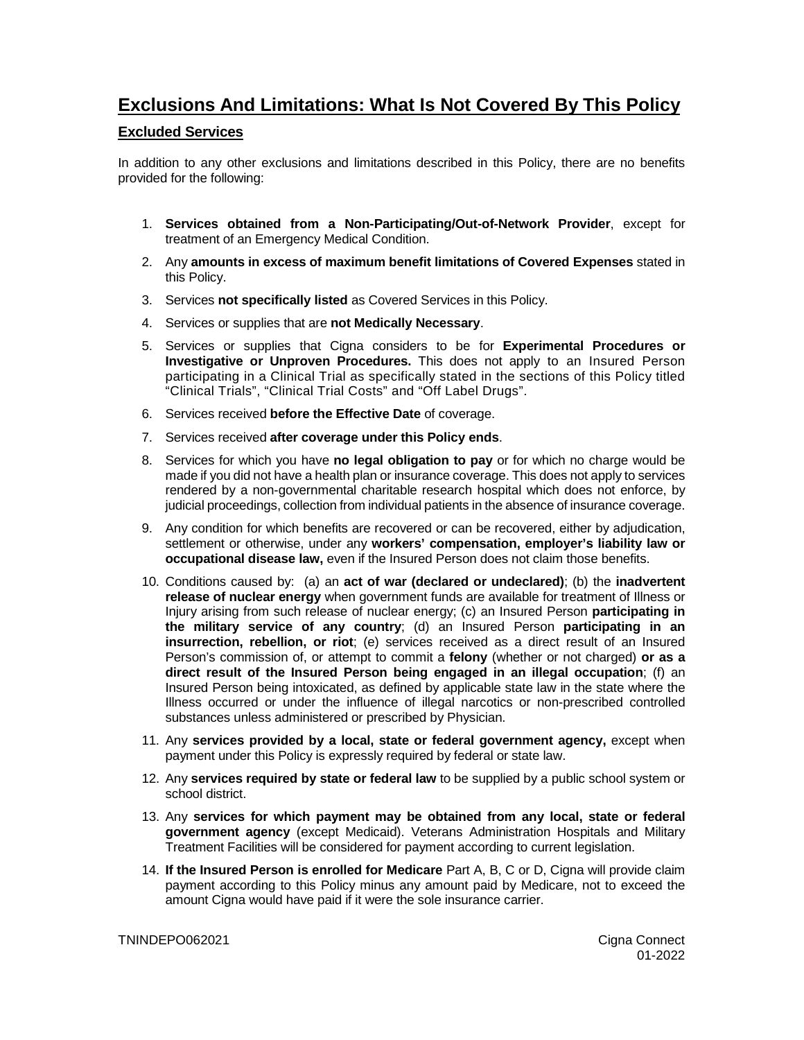# Exclusions And Limitations: What Is Not Covered By This Policy

## Excluded Services

In addition to any other exclusions and limitations described in this Policy, there are no benefits provided for the following:

1. **Services obtained from a Non-Participating/Out-of-Network Provider**, except for treatment of an Emergency Medical Condition.
2. Any **amounts in excess of maximum benefit limitations of Covered Expenses** stated in this Policy.
3. Services **not specifically listed** as Covered Services in this Policy.
4. Services or supplies that are **not Medically Necessary**.
5. Services or supplies that Cigna considers to be for **Experimental Procedures or Investigative or Unproven Procedures.** This does not apply to an Insured Person participating in a Clinical Trial as specifically stated in the sections of this Policy titled "Clinical Trials", "Clinical Trial Costs" and "Off Label Drugs".
6. Services received **before the Effective Date** of coverage.
7. Services received **after coverage under this Policy ends**.
8. Services for which you have **no legal obligation to pay** or for which no charge would be made if you did not have a health plan or insurance coverage. This does not apply to services rendered by a non-governmental charitable research hospital which does not enforce, by judicial proceedings, collection from individual patients in the absence of insurance coverage.
9. Any condition for which benefits are recovered or can be recovered, either by adjudication, settlement or otherwise, under any **workers' compensation, employer's liability law or occupational disease law,** even if the Insured Person does not claim those benefits.
10. Conditions caused by: (a) an **act of war (declared or undeclared)**; (b) the **inadvertent release of nuclear energy** when government funds are available for treatment of Illness or Injury arising from such release of nuclear energy; (c) an Insured Person **participating in the military service of any country**; (d) an Insured Person **participating in an insurrection, rebellion, or riot**; (e) services received as a direct result of an Insured Person's commission of, or attempt to commit a **felony** (whether or not charged) **or as a direct result of the Insured Person being engaged in an illegal occupation**; (f) an Insured Person being intoxicated, as defined by applicable state law in the state where the Illness occurred or under the influence of illegal narcotics or non-prescribed controlled substances unless administered or prescribed by Physician.
11. Any **services provided by a local, state or federal government agency,** except when payment under this Policy is expressly required by federal or state law.
12. Any **services required by state or federal law** to be supplied by a public school system or school district.
13. Any **services for which payment may be obtained from any local, state or federal government agency** (except Medicaid). Veterans Administration Hospitals and Military Treatment Facilities will be considered for payment according to current legislation.
14. **If the Insured Person is enrolled for Medicare** Part A, B, C or D, Cigna will provide claim payment according to this Policy minus any amount paid by Medicare, not to exceed the amount Cigna would have paid if it were the sole insurance carrier.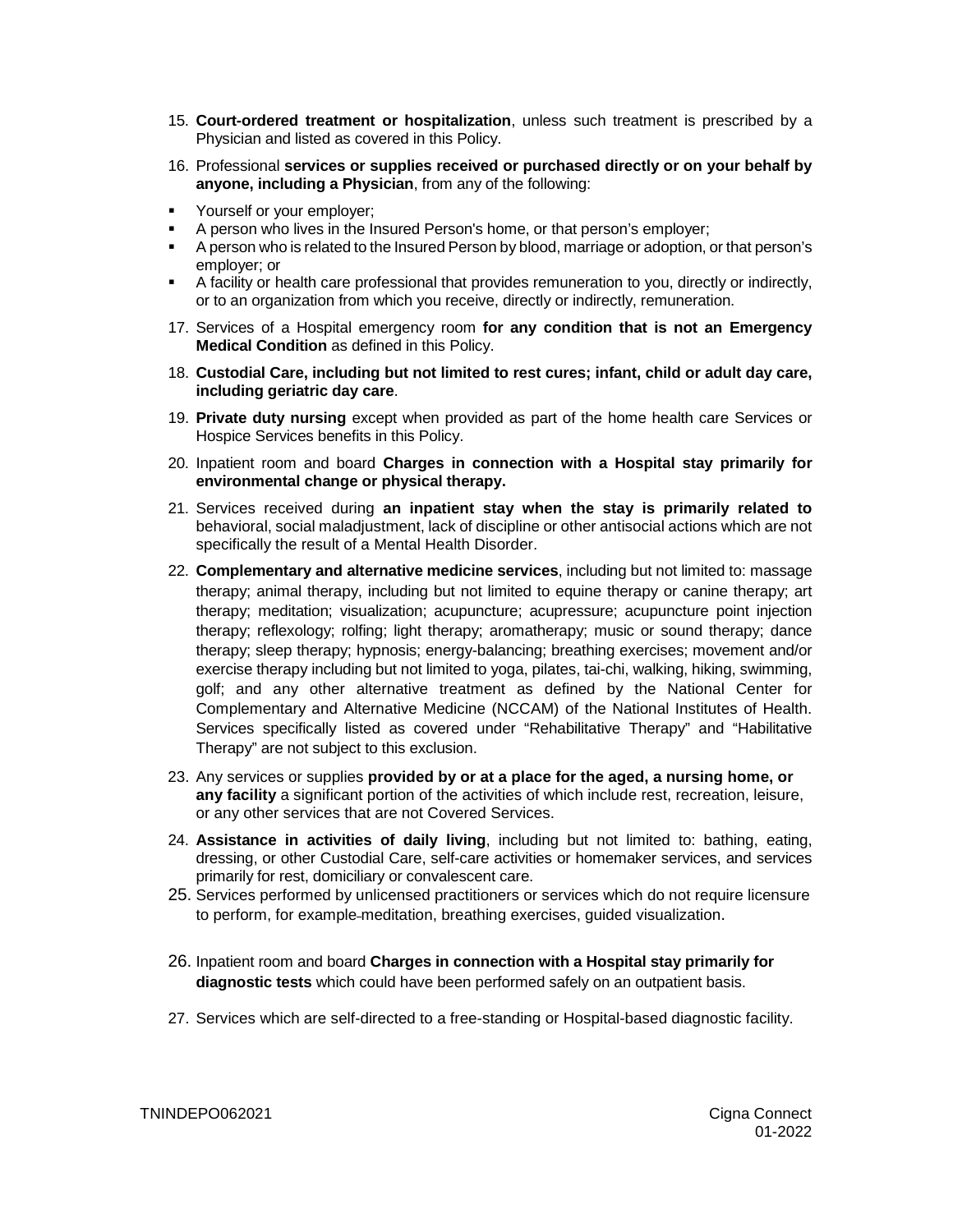15. **Court-ordered treatment or hospitalization**, unless such treatment is prescribed by a Physician and listed as covered in this Policy.
16. Professional **services or supplies received or purchased directly or on your behalf by anyone, including a Physician**, from any of the following:

- Yourself or your employer;
- A person who lives in the Insured Person's home, or that person's employer;
- A person who is related to the Insured Person by blood, marriage or adoption, or that person's employer; or
- A facility or health care professional that provides remuneration to you, directly or indirectly, or to an organization from which you receive, directly or indirectly, remuneration.

17. Services of a Hospital emergency room **for any condition that is not an Emergency Medical Condition** as defined in this Policy.
18. **Custodial Care, including but not limited to rest cures; infant, child or adult day care, including geriatric day care**.
19. **Private duty nursing** except when provided as part of the home health care Services or Hospice Services benefits in this Policy.
20. Inpatient room and board **Charges in connection with a Hospital stay primarily for environmental change or physical therapy.**
21. Services received during **an inpatient stay when the stay is primarily related to** behavioral, social maladjustment, lack of discipline or other antisocial actions which are not specifically the result of a Mental Health Disorder.
22. **Complementary and alternative medicine services**, including but not limited to: massage therapy; animal therapy, including but not limited to equine therapy or canine therapy; art therapy; meditation; visualization; acupuncture; acupressure; acupuncture point injection therapy; reflexology; rolfing; light therapy; aromatherapy; music or sound therapy; dance therapy; sleep therapy; hypnosis; energy-balancing; breathing exercises; movement and/or exercise therapy including but not limited to yoga, pilates, tai-chi, walking, hiking, swimming, golf; and any other alternative treatment as defined by the National Center for Complementary and Alternative Medicine (NCCAM) of the National Institutes of Health. Services specifically listed as covered under "Rehabilitative Therapy" and "Habilitative Therapy" are not subject to this exclusion.
23. Any services or supplies **provided by or at a place for the aged, a nursing home, or any facility** a significant portion of the activities of which include rest, recreation, leisure, or any other services that are not Covered Services.
24. **Assistance in activities of daily living**, including but not limited to: bathing, eating, dressing, or other Custodial Care, self-care activities or homemaker services, and services primarily for rest, domiciliary or convalescent care.
25. Services performed by unlicensed practitioners or services which do not require licensure to perform, for example meditation, breathing exercises, guided visualization.
26. Inpatient room and board **Charges in connection with a Hospital stay primarily for diagnostic tests** which could have been performed safely on an outpatient basis.
27. Services which are self-directed to a free-standing or Hospital-based diagnostic facility.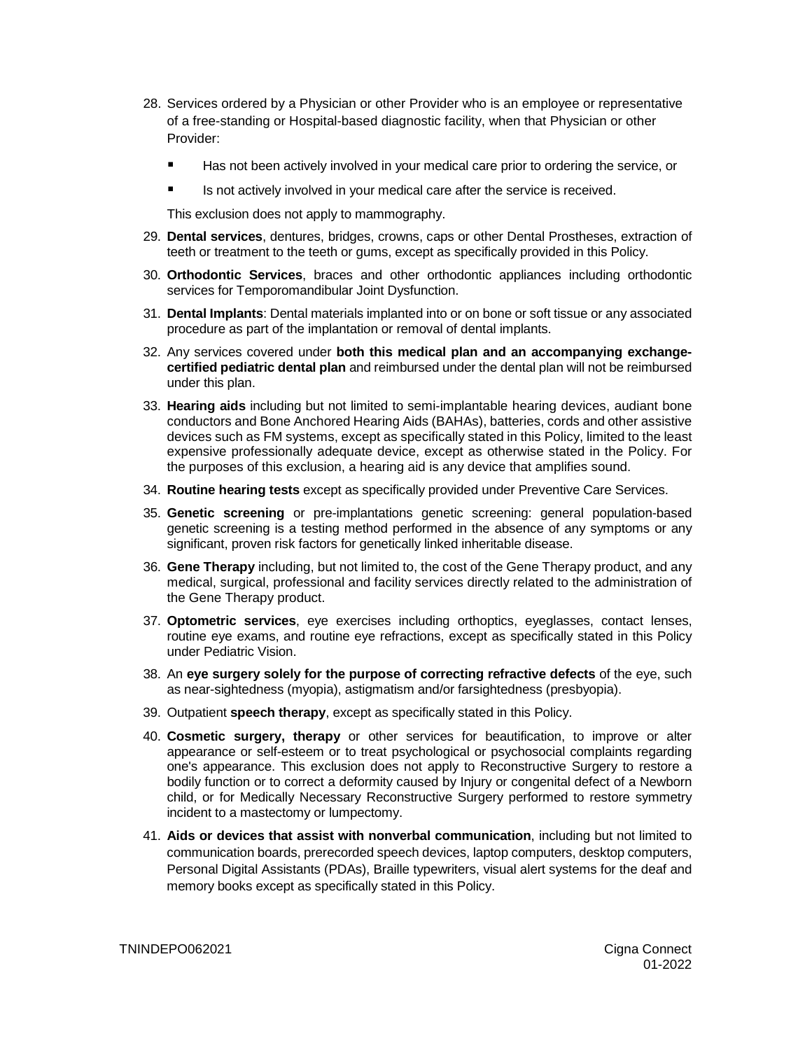28. Services ordered by a Physician or other Provider who is an employee or representative of a free-standing or Hospital-based diagnostic facility, when that Physician or other Provider:

    - Has not been actively involved in your medical care prior to ordering the service, or
    - Is not actively involved in your medical care after the service is received.

    This exclusion does not apply to mammography.

29. **Dental services**, dentures, bridges, crowns, caps or other Dental Prostheses, extraction of teeth or treatment to the teeth or gums, except as specifically provided in this Policy.

30. **Orthodontic Services**, braces and other orthodontic appliances including orthodontic services for Temporomandibular Joint Dysfunction.

31. **Dental Implants**: Dental materials implanted into or on bone or soft tissue or any associated procedure as part of the implantation or removal of dental implants.

32. Any services covered under **both this medical plan and an accompanying exchange-certified pediatric dental plan** and reimbursed under the dental plan will not be reimbursed under this plan.

33. **Hearing aids** including but not limited to semi-implantable hearing devices, audiant bone conductors and Bone Anchored Hearing Aids (BAHAs), batteries, cords and other assistive devices such as FM systems, except as specifically stated in this Policy, limited to the least expensive professionally adequate device, except as otherwise stated in the Policy. For the purposes of this exclusion, a hearing aid is any device that amplifies sound.

34. **Routine hearing tests** except as specifically provided under Preventive Care Services.

35. **Genetic screening** or pre-implantations genetic screening: general population-based genetic screening is a testing method performed in the absence of any symptoms or any significant, proven risk factors for genetically linked inheritable disease.

36. **Gene Therapy** including, but not limited to, the cost of the Gene Therapy product, and any medical, surgical, professional and facility services directly related to the administration of the Gene Therapy product.

37. **Optometric services**, eye exercises including orthoptics, eyeglasses, contact lenses, routine eye exams, and routine eye refractions, except as specifically stated in this Policy under Pediatric Vision.

38. An **eye surgery solely for the purpose of correcting refractive defects** of the eye, such as near-sightedness (myopia), astigmatism and/or farsightedness (presbyopia).

39. Outpatient **speech therapy**, except as specifically stated in this Policy.

40. **Cosmetic surgery, therapy** or other services for beautification, to improve or alter appearance or self-esteem or to treat psychological or psychosocial complaints regarding one's appearance. This exclusion does not apply to Reconstructive Surgery to restore a bodily function or to correct a deformity caused by Injury or congenital defect of a Newborn child, or for Medically Necessary Reconstructive Surgery performed to restore symmetry incident to a mastectomy or lumpectomy.

41. **Aids or devices that assist with nonverbal communication**, including but not limited to communication boards, prerecorded speech devices, laptop computers, desktop computers, Personal Digital Assistants (PDAs), Braille typewriters, visual alert systems for the deaf and memory books except as specifically stated in this Policy.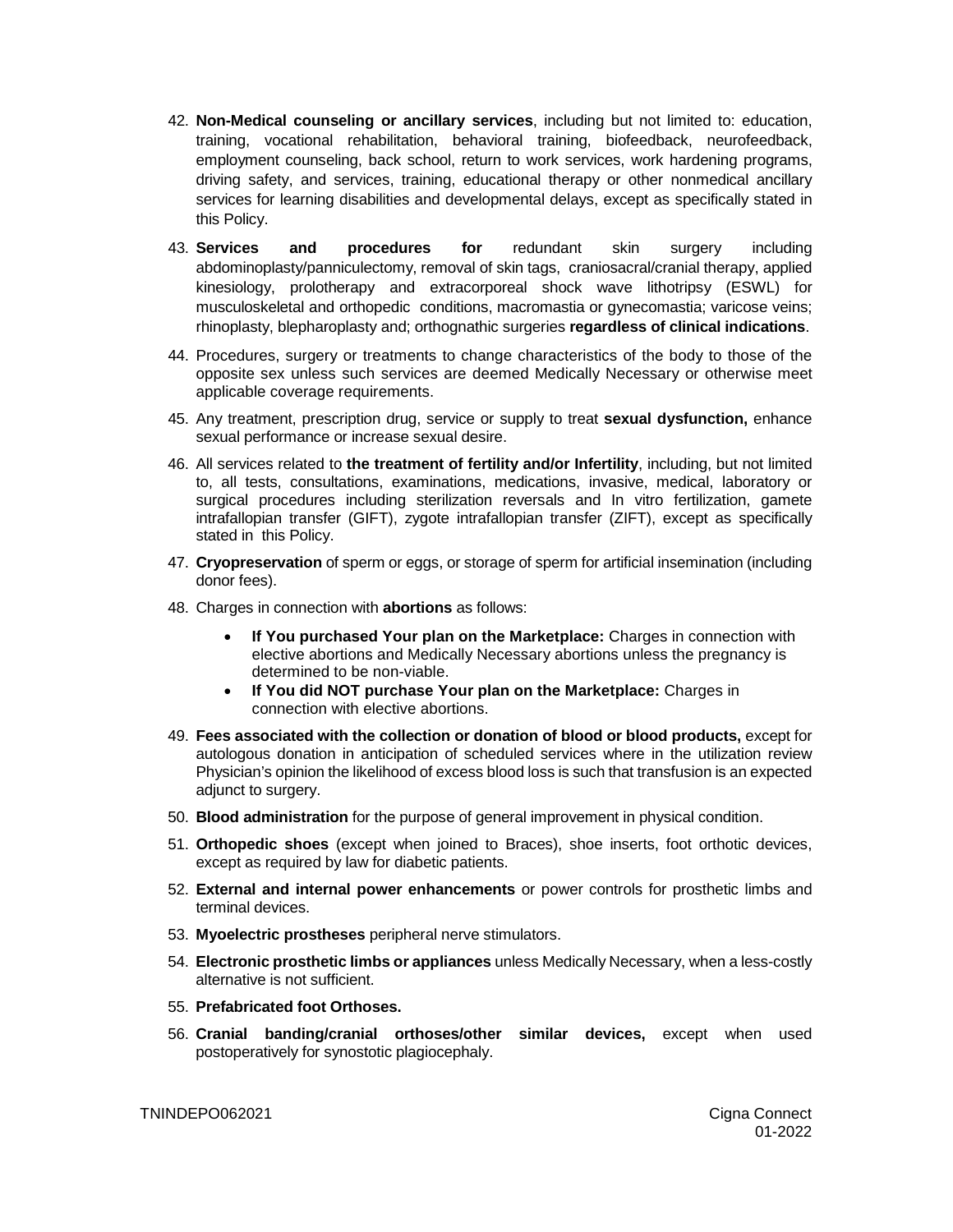42. **Non-Medical counseling or ancillary services**, including but not limited to: education, training, vocational rehabilitation, behavioral training, biofeedback, neurofeedback, employment counseling, back school, return to work services, work hardening programs, driving safety, and services, training, educational therapy or other nonmedical ancillary services for learning disabilities and developmental delays, except as specifically stated in this Policy.
43. **Services and procedures for** redundant skin surgery including abdominoplasty/panniculectomy, removal of skin tags, craniosacral/cranial therapy, applied kinesiology, prolotherapy and extracorporeal shock wave lithotripsy (ESWL) for musculoskeletal and orthopedic conditions, macromastia or gynecomastia; varicose veins; rhinoplasty, blepharoplasty and; orthognathic surgeries **regardless of clinical indications**.
44. Procedures, surgery or treatments to change characteristics of the body to those of the opposite sex unless such services are deemed Medically Necessary or otherwise meet applicable coverage requirements.
45. Any treatment, prescription drug, service or supply to treat **sexual dysfunction,** enhance sexual performance or increase sexual desire.
46. All services related to **the treatment of fertility and/or Infertility**, including, but not limited to, all tests, consultations, examinations, medications, invasive, medical, laboratory or surgical procedures including sterilization reversals and In vitro fertilization, gamete intrafallopian transfer (GIFT), zygote intrafallopian transfer (ZIFT), except as specifically stated in this Policy.
47. **Cryopreservation** of sperm or eggs, or storage of sperm for artificial insemination (including donor fees).
48. Charges in connection with **abortions** as follows:
    - **If You purchased Your plan on the Marketplace:** Charges in connection with elective abortions and Medically Necessary abortions unless the pregnancy is determined to be non-viable.
    - **If You did NOT purchase Your plan on the Marketplace:** Charges in connection with elective abortions.
49. **Fees associated with the collection or donation of blood or blood products,** except for autologous donation in anticipation of scheduled services where in the utilization review Physician's opinion the likelihood of excess blood loss is such that transfusion is an expected adjunct to surgery.
50. **Blood administration** for the purpose of general improvement in physical condition.
51. **Orthopedic shoes** (except when joined to Braces), shoe inserts, foot orthotic devices, except as required by law for diabetic patients.
52. **External and internal power enhancements** or power controls for prosthetic limbs and terminal devices.
53. **Myoelectric prostheses** peripheral nerve stimulators.
54. **Electronic prosthetic limbs or appliances** unless Medically Necessary, when a less-costly alternative is not sufficient.
55. **Prefabricated foot Orthoses.**
56. **Cranial banding/cranial orthoses/other similar devices,** except when used postoperatively for synostotic plagiocephaly.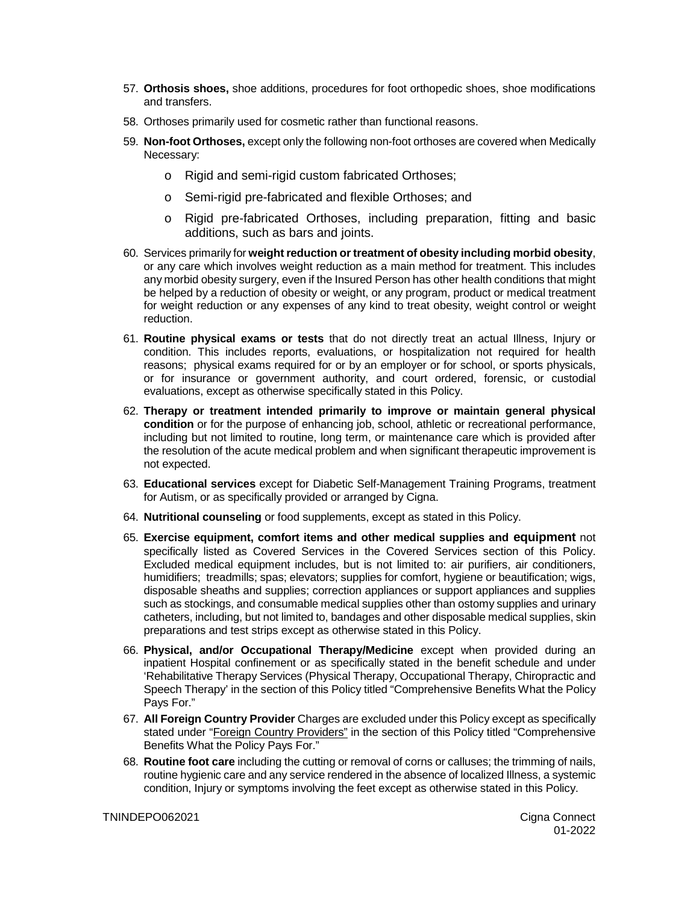57. **Orthosis shoes,** shoe additions, procedures for foot orthopedic shoes, shoe modifications and transfers.

58. Orthoses primarily used for cosmetic rather than functional reasons.

59. **Non-foot Orthoses,** except only the following non-foot orthoses are covered when Medically Necessary:

    - Rigid and semi-rigid custom fabricated Orthoses;
    - Semi-rigid pre-fabricated and flexible Orthoses; and
    - Rigid pre-fabricated Orthoses, including preparation, fitting and basic additions, such as bars and joints.

60. Services primarily for **weight reduction or treatment of obesity including morbid obesity**, or any care which involves weight reduction as a main method for treatment. This includes any morbid obesity surgery, even if the Insured Person has other health conditions that might be helped by a reduction of obesity or weight, or any program, product or medical treatment for weight reduction or any expenses of any kind to treat obesity, weight control or weight reduction.

61. **Routine physical exams or tests** that do not directly treat an actual Illness, Injury or condition. This includes reports, evaluations, or hospitalization not required for health reasons; physical exams required for or by an employer or for school, or sports physicals, or for insurance or government authority, and court ordered, forensic, or custodial evaluations, except as otherwise specifically stated in this Policy.

62. **Therapy or treatment intended primarily to improve or maintain general physical condition** or for the purpose of enhancing job, school, athletic or recreational performance, including but not limited to routine, long term, or maintenance care which is provided after the resolution of the acute medical problem and when significant therapeutic improvement is not expected.

63. **Educational services** except for Diabetic Self-Management Training Programs, treatment for Autism, or as specifically provided or arranged by Cigna.

64. **Nutritional counseling** or food supplements, except as stated in this Policy.

65. **Exercise equipment, comfort items and other medical supplies and equipment** not specifically listed as Covered Services in the Covered Services section of this Policy. Excluded medical equipment includes, but is not limited to: air purifiers, air conditioners, humidifiers; treadmills; spas; elevators; supplies for comfort, hygiene or beautification; wigs, disposable sheaths and supplies; correction appliances or support appliances and supplies such as stockings, and consumable medical supplies other than ostomy supplies and urinary catheters, including, but not limited to, bandages and other disposable medical supplies, skin preparations and test strips except as otherwise stated in this Policy.

66. **Physical, and/or Occupational Therapy/Medicine** except when provided during an inpatient Hospital confinement or as specifically stated in the benefit schedule and under 'Rehabilitative Therapy Services (Physical Therapy, Occupational Therapy, Chiropractic and Speech Therapy' in the section of this Policy titled "Comprehensive Benefits What the Policy Pays For."

67. **All Foreign Country Provider** Charges are excluded under this Policy except as specifically stated under "Foreign Country Providers" in the section of this Policy titled "Comprehensive Benefits What the Policy Pays For."

68. **Routine foot care** including the cutting or removal of corns or calluses; the trimming of nails, routine hygienic care and any service rendered in the absence of localized Illness, a systemic condition, Injury or symptoms involving the feet except as otherwise stated in this Policy.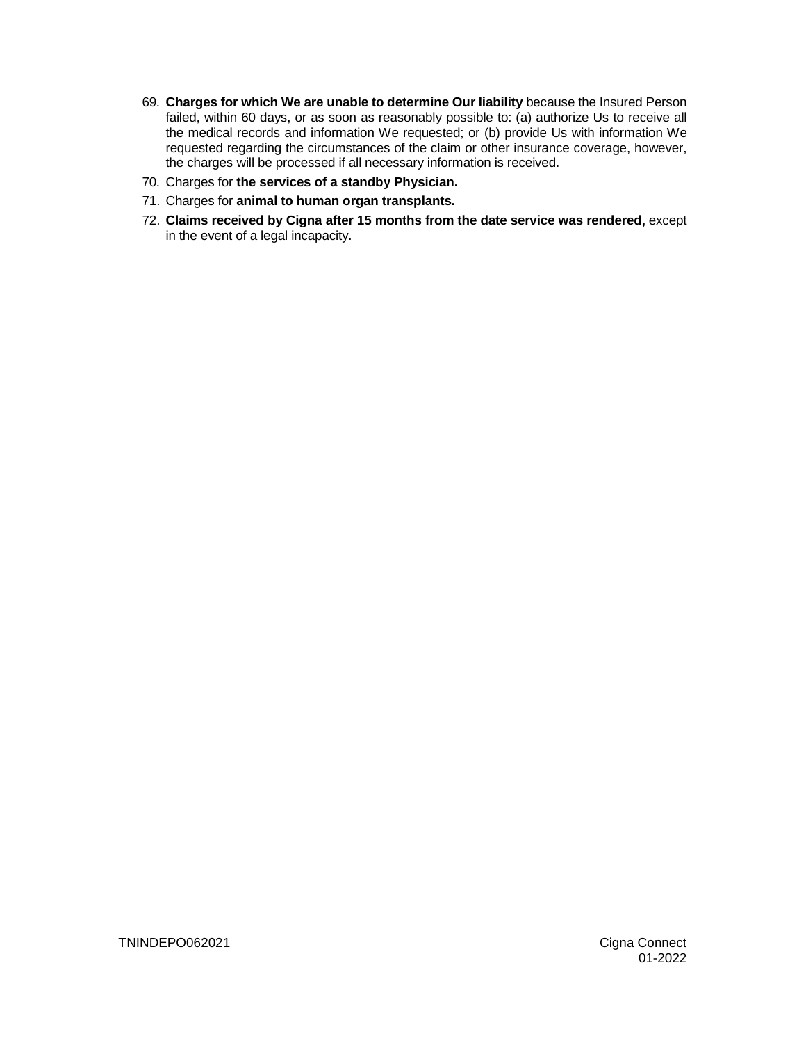69. **Charges for which We are unable to determine Our liability** because the Insured Person failed, within 60 days, or as soon as reasonably possible to: (a) authorize Us to receive all the medical records and information We requested; or (b) provide Us with information We requested regarding the circumstances of the claim or other insurance coverage, however, the charges will be processed if all necessary information is received.
70. Charges for **the services of a standby Physician.**
71. Charges for **animal to human organ transplants.**
72. **Claims received by Cigna after 15 months from the date service was rendered,** except in the event of a legal incapacity.